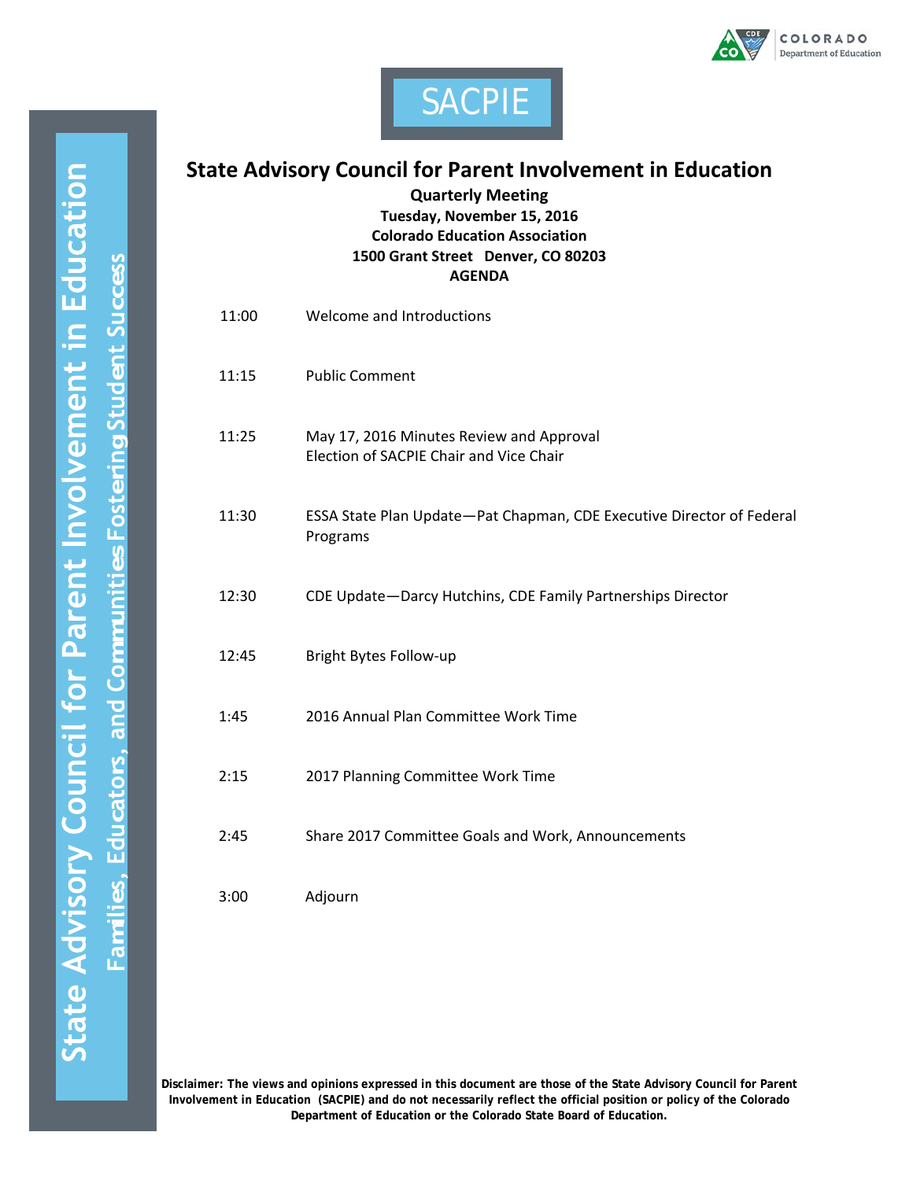SACPIE

State Advisory Council for Parent Involvement in Education

Families, Educators, and Communities Fostering Student Success

# State Advisory Council for Parent Involvement in Education

**Quarterly Meeting**
**Tuesday, November 15, 2016**
**Colorado Education Association**
**1500 Grant Street Denver, CO 80203**
**AGENDA**

| Time | Item |
|---|---|
| 11:00 | Welcome and Introductions |
| 11:15 | Public Comment |
| 11:25 | May 17, 2016 Minutes Review and Approval<br>Election of SACPIE Chair and Vice Chair |
| 11:30 | ESSA State Plan Update—Pat Chapman, CDE Executive Director of Federal Programs |
| 12:30 | CDE Update—Darcy Hutchins, CDE Family Partnerships Director |
| 12:45 | Bright Bytes Follow-up |
| 1:45 | 2016 Annual Plan Committee Work Time |
| 2:15 | 2017 Planning Committee Work Time |
| 2:45 | Share 2017 Committee Goals and Work, Announcements |
| 3:00 | Adjourn |

**Disclaimer: The views and opinions expressed in this document are those of the State Advisory Council for Parent Involvement in Education (SACPIE) and do not necessarily reflect the official position or policy of the Colorado Department of Education or the Colorado State Board of Education.**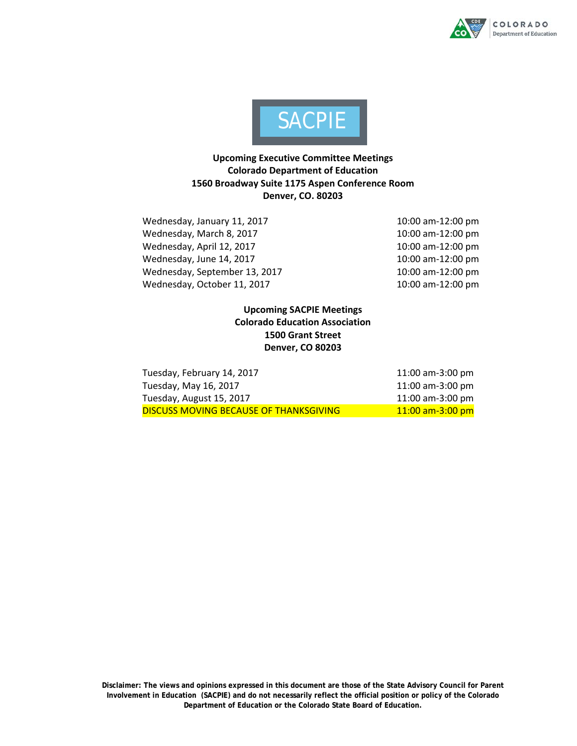# SACPIE

**Upcoming Executive Committee Meetings**
**Colorado Department of Education**
**1560 Broadway Suite 1175 Aspen Conference Room**
**Denver, CO. 80203**

| | |
|---|---|
| Wednesday, January 11, 2017 | 10:00 am-12:00 pm |
| Wednesday, March 8, 2017 | 10:00 am-12:00 pm |
| Wednesday, April 12, 2017 | 10:00 am-12:00 pm |
| Wednesday, June 14, 2017 | 10:00 am-12:00 pm |
| Wednesday, September 13, 2017 | 10:00 am-12:00 pm |
| Wednesday, October 11, 2017 | 10:00 am-12:00 pm |

**Upcoming SACPIE Meetings**
**Colorado Education Association**
**1500 Grant Street**
**Denver, CO 80203**

| | |
|---|---|
| Tuesday, February 14, 2017 | 11:00 am-3:00 pm |
| Tuesday, May 16, 2017 | 11:00 am-3:00 pm |
| Tuesday, August 15, 2017 | 11:00 am-3:00 pm |
| DISCUSS MOVING BECAUSE OF THANKSGIVING | 11:00 am-3:00 pm |

**Disclaimer: The views and opinions expressed in this document are those of the State Advisory Council for Parent Involvement in Education (SACPIE) and do not necessarily reflect the official position or policy of the Colorado Department of Education or the Colorado State Board of Education.**